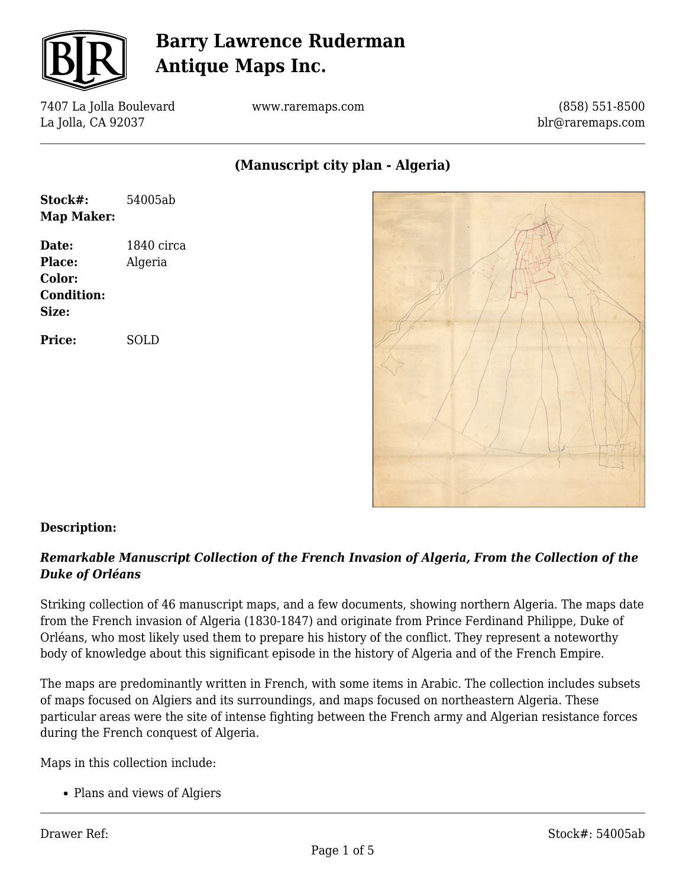# Barry Lawrence Ruderman Antique Maps Inc.

7407 La Jolla Boulevard
La Jolla, CA 92037

www.raremaps.com

(858) 551-8500
blr@raremaps.com

## (Manuscript city plan - Algeria)

| | |
|---|---|
| **Stock#:** | 54005ab |
| **Map Maker:** | |
| **Date:** | 1840 circa |
| **Place:** | Algeria |
| **Color:** | |
| **Condition:** | |
| **Size:** | |
| **Price:** | SOLD |

**Description:**

***Remarkable Manuscript Collection of the French Invasion of Algeria, From the Collection of the Duke of Orléans***

Striking collection of 46 manuscript maps, and a few documents, showing northern Algeria. The maps date from the French invasion of Algeria (1830-1847) and originate from Prince Ferdinand Philippe, Duke of Orléans, who most likely used them to prepare his history of the conflict. They represent a noteworthy body of knowledge about this significant episode in the history of Algeria and of the French Empire.

The maps are predominantly written in French, with some items in Arabic. The collection includes subsets of maps focused on Algiers and its surroundings, and maps focused on northeastern Algeria. These particular areas were the site of intense fighting between the French army and Algerian resistance forces during the French conquest of Algeria.

Maps in this collection include:

- Plans and views of Algiers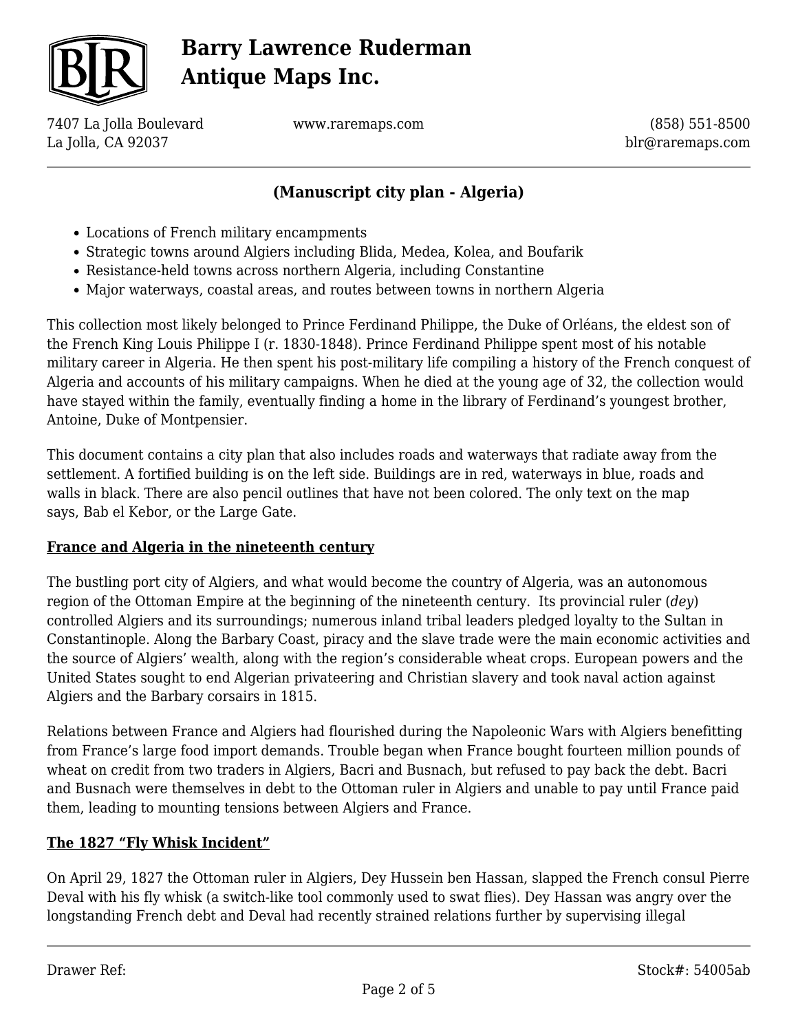## (Manuscript city plan - Algeria)

- Locations of French military encampments
- Strategic towns around Algiers including Blida, Medea, Kolea, and Boufarik
- Resistance-held towns across northern Algeria, including Constantine
- Major waterways, coastal areas, and routes between towns in northern Algeria

This collection most likely belonged to Prince Ferdinand Philippe, the Duke of Orléans, the eldest son of the French King Louis Philippe I (r. 1830-1848). Prince Ferdinand Philippe spent most of his notable military career in Algeria. He then spent his post-military life compiling a history of the French conquest of Algeria and accounts of his military campaigns. When he died at the young age of 32, the collection would have stayed within the family, eventually finding a home in the library of Ferdinand's youngest brother, Antoine, Duke of Montpensier.

This document contains a city plan that also includes roads and waterways that radiate away from the settlement. A fortified building is on the left side. Buildings are in red, waterways in blue, roads and walls in black. There are also pencil outlines that have not been colored. The only text on the map says, Bab el Kebor, or the Large Gate.

### France and Algeria in the nineteenth century

The bustling port city of Algiers, and what would become the country of Algeria, was an autonomous region of the Ottoman Empire at the beginning of the nineteenth century. Its provincial ruler (*dey*) controlled Algiers and its surroundings; numerous inland tribal leaders pledged loyalty to the Sultan in Constantinople. Along the Barbary Coast, piracy and the slave trade were the main economic activities and the source of Algiers' wealth, along with the region's considerable wheat crops. European powers and the United States sought to end Algerian privateering and Christian slavery and took naval action against Algiers and the Barbary corsairs in 1815.

Relations between France and Algiers had flourished during the Napoleonic Wars with Algiers benefitting from France's large food import demands. Trouble began when France bought fourteen million pounds of wheat on credit from two traders in Algiers, Bacri and Busnach, but refused to pay back the debt. Bacri and Busnach were themselves in debt to the Ottoman ruler in Algiers and unable to pay until France paid them, leading to mounting tensions between Algiers and France.

### The 1827 "Fly Whisk Incident"

On April 29, 1827 the Ottoman ruler in Algiers, Dey Hussein ben Hassan, slapped the French consul Pierre Deval with his fly whisk (a switch-like tool commonly used to swat flies). Dey Hassan was angry over the longstanding French debt and Deval had recently strained relations further by supervising illegal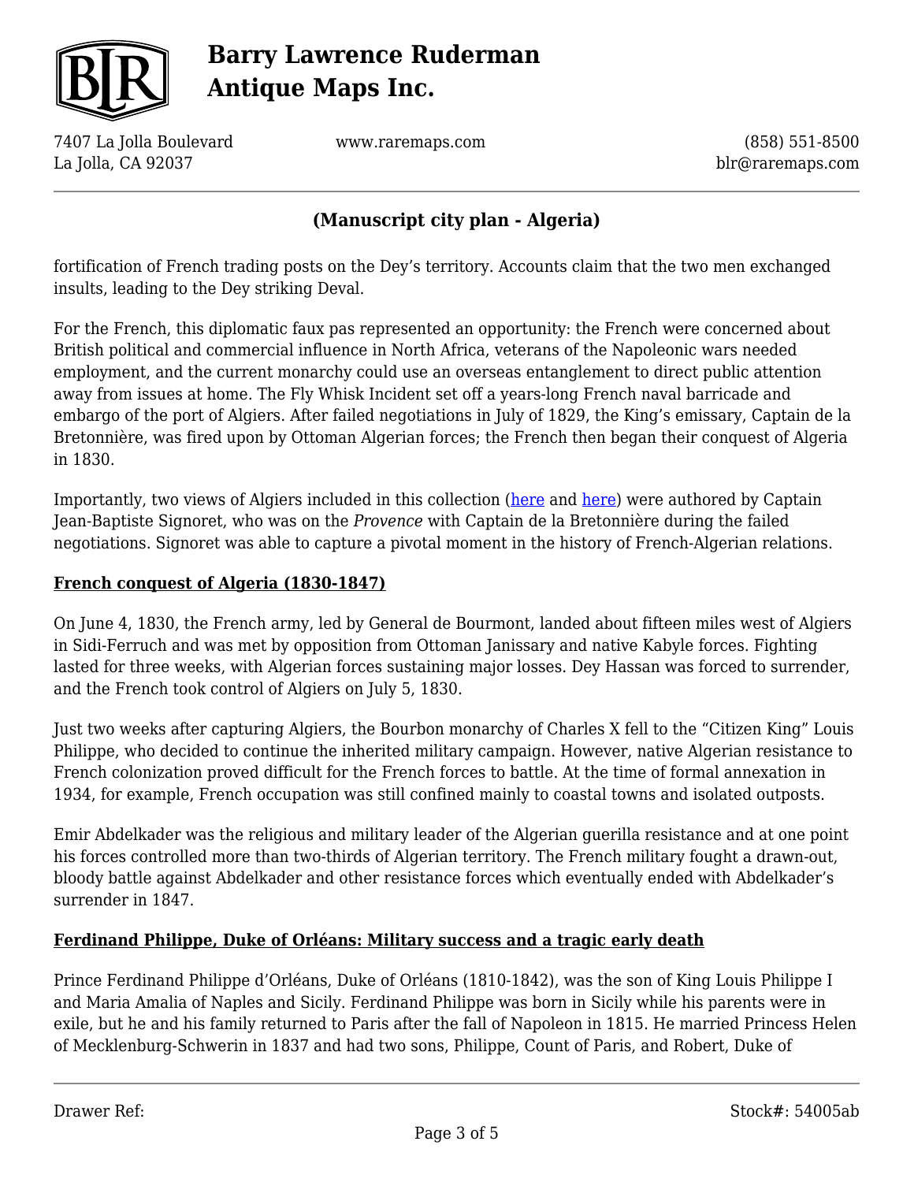## (Manuscript city plan - Algeria)

fortification of French trading posts on the Dey's territory. Accounts claim that the two men exchanged insults, leading to the Dey striking Deval.

For the French, this diplomatic faux pas represented an opportunity: the French were concerned about British political and commercial influence in North Africa, veterans of the Napoleonic wars needed employment, and the current monarchy could use an overseas entanglement to direct public attention away from issues at home. The Fly Whisk Incident set off a years-long French naval barricade and embargo of the port of Algiers. After failed negotiations in July of 1829, the King's emissary, Captain de la Bretonnière, was fired upon by Ottoman Algerian forces; the French then began their conquest of Algeria in 1830.

Importantly, two views of Algiers included in this collection (here and here) were authored by Captain Jean-Baptiste Signoret, who was on the *Provence* with Captain de la Bretonnière during the failed negotiations. Signoret was able to capture a pivotal moment in the history of French-Algerian relations.

### French conquest of Algeria (1830-1847)

On June 4, 1830, the French army, led by General de Bourmont, landed about fifteen miles west of Algiers in Sidi-Ferruch and was met by opposition from Ottoman Janissary and native Kabyle forces. Fighting lasted for three weeks, with Algerian forces sustaining major losses. Dey Hassan was forced to surrender, and the French took control of Algiers on July 5, 1830.

Just two weeks after capturing Algiers, the Bourbon monarchy of Charles X fell to the "Citizen King" Louis Philippe, who decided to continue the inherited military campaign. However, native Algerian resistance to French colonization proved difficult for the French forces to battle. At the time of formal annexation in 1934, for example, French occupation was still confined mainly to coastal towns and isolated outposts.

Emir Abdelkader was the religious and military leader of the Algerian guerilla resistance and at one point his forces controlled more than two-thirds of Algerian territory. The French military fought a drawn-out, bloody battle against Abdelkader and other resistance forces which eventually ended with Abdelkader's surrender in 1847.

### Ferdinand Philippe, Duke of Orléans: Military success and a tragic early death

Prince Ferdinand Philippe d'Orléans, Duke of Orléans (1810-1842), was the son of King Louis Philippe I and Maria Amalia of Naples and Sicily. Ferdinand Philippe was born in Sicily while his parents were in exile, but he and his family returned to Paris after the fall of Napoleon in 1815. He married Princess Helen of Mecklenburg-Schwerin in 1837 and had two sons, Philippe, Count of Paris, and Robert, Duke of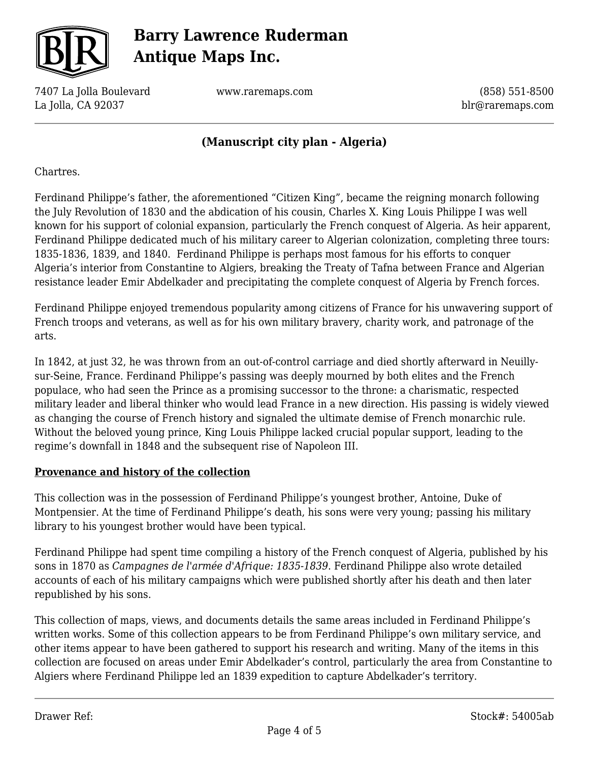Chartres.

Ferdinand Philippe's father, the aforementioned "Citizen King", became the reigning monarch following the July Revolution of 1830 and the abdication of his cousin, Charles X. King Louis Philippe I was well known for his support of colonial expansion, particularly the French conquest of Algeria. As heir apparent, Ferdinand Philippe dedicated much of his military career to Algerian colonization, completing three tours: 1835-1836, 1839, and 1840. Ferdinand Philippe is perhaps most famous for his efforts to conquer Algeria's interior from Constantine to Algiers, breaking the Treaty of Tafna between France and Algerian resistance leader Emir Abdelkader and precipitating the complete conquest of Algeria by French forces.

Ferdinand Philippe enjoyed tremendous popularity among citizens of France for his unwavering support of French troops and veterans, as well as for his own military bravery, charity work, and patronage of the arts.

In 1842, at just 32, he was thrown from an out-of-control carriage and died shortly afterward in Neuilly-sur-Seine, France. Ferdinand Philippe's passing was deeply mourned by both elites and the French populace, who had seen the Prince as a promising successor to the throne: a charismatic, respected military leader and liberal thinker who would lead France in a new direction. His passing is widely viewed as changing the course of French history and signaled the ultimate demise of French monarchic rule. Without the beloved young prince, King Louis Philippe lacked crucial popular support, leading to the regime's downfall in 1848 and the subsequent rise of Napoleon III.

**Provenance and history of the collection**

This collection was in the possession of Ferdinand Philippe's youngest brother, Antoine, Duke of Montpensier. At the time of Ferdinand Philippe's death, his sons were very young; passing his military library to his youngest brother would have been typical.

Ferdinand Philippe had spent time compiling a history of the French conquest of Algeria, published by his sons in 1870 as *Campagnes de l'armée d'Afrique: 1835-1839*. Ferdinand Philippe also wrote detailed accounts of each of his military campaigns which were published shortly after his death and then later republished by his sons.

This collection of maps, views, and documents details the same areas included in Ferdinand Philippe's written works. Some of this collection appears to be from Ferdinand Philippe's own military service, and other items appear to have been gathered to support his research and writing. Many of the items in this collection are focused on areas under Emir Abdelkader's control, particularly the area from Constantine to Algiers where Ferdinand Philippe led an 1839 expedition to capture Abdelkader's territory.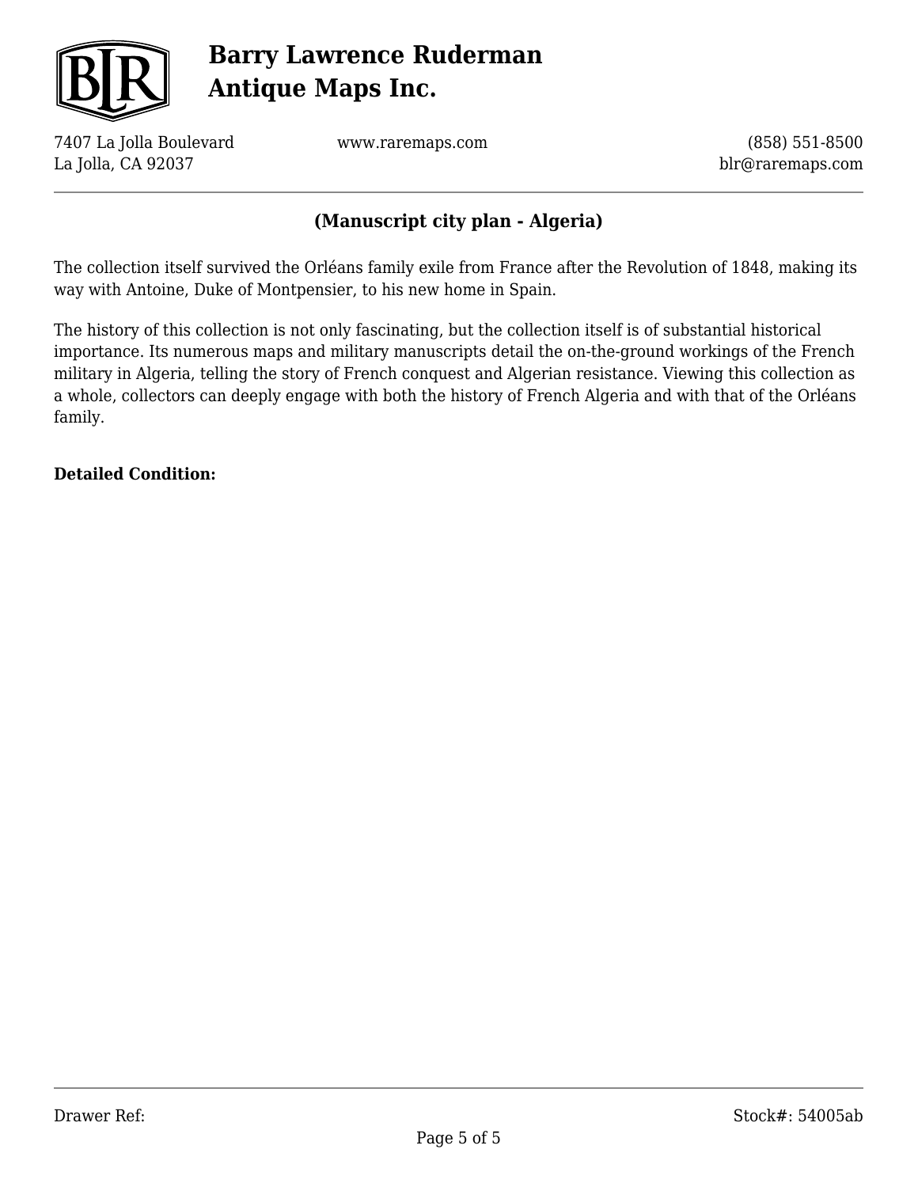## (Manuscript city plan - Algeria)

The collection itself survived the Orléans family exile from France after the Revolution of 1848, making its way with Antoine, Duke of Montpensier, to his new home in Spain.

The history of this collection is not only fascinating, but the collection itself is of substantial historical importance. Its numerous maps and military manuscripts detail the on-the-ground workings of the French military in Algeria, telling the story of French conquest and Algerian resistance. Viewing this collection as a whole, collectors can deeply engage with both the history of French Algeria and with that of the Orléans family.

**Detailed Condition:**

Drawer Ref:

Stock#: 54005ab